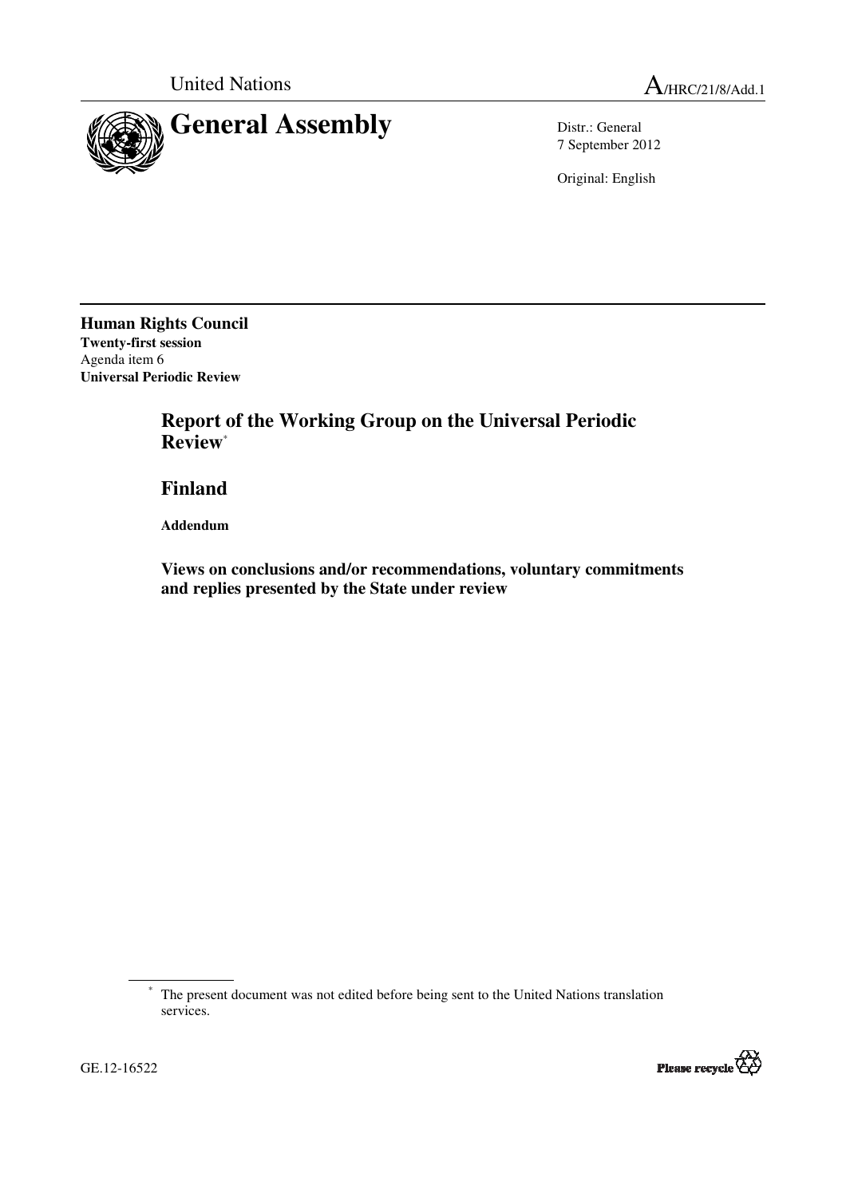United Nations

A/HRC/21/8/Add.1

# General Assembly

Distr.: General
7 September 2012

Original: English

**Human Rights Council**
**Twenty-first session**
Agenda item 6
**Universal Periodic Review**

## Report of the Working Group on the Universal Periodic Review*

## Finland

**Addendum**

### Views on conclusions and/or recommendations, voluntary commitments and replies presented by the State under review

* The present document was not edited before being sent to the United Nations translation services.

GE.12-16522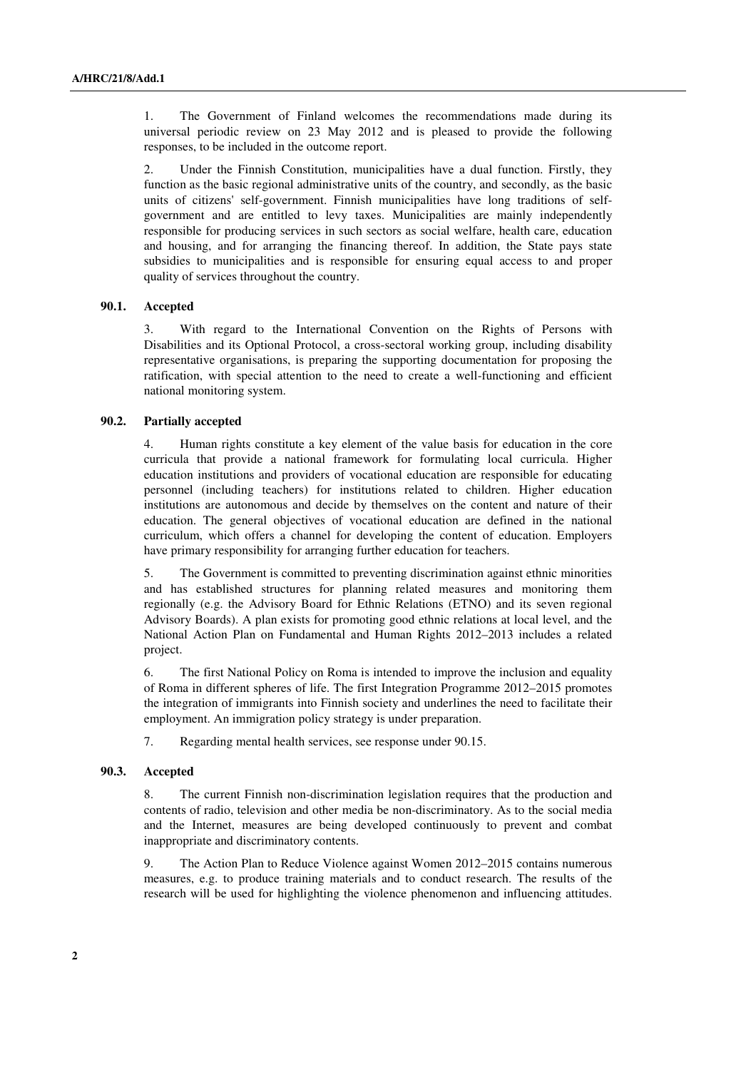1. The Government of Finland welcomes the recommendations made during its universal periodic review on 23 May 2012 and is pleased to provide the following responses, to be included in the outcome report.

2. Under the Finnish Constitution, municipalities have a dual function. Firstly, they function as the basic regional administrative units of the country, and secondly, as the basic units of citizens' self-government. Finnish municipalities have long traditions of self-government and are entitled to levy taxes. Municipalities are mainly independently responsible for producing services in such sectors as social welfare, health care, education and housing, and for arranging the financing thereof. In addition, the State pays state subsidies to municipalities and is responsible for ensuring equal access to and proper quality of services throughout the country.

**90.1. Accepted**

3. With regard to the International Convention on the Rights of Persons with Disabilities and its Optional Protocol, a cross-sectoral working group, including disability representative organisations, is preparing the supporting documentation for proposing the ratification, with special attention to the need to create a well-functioning and efficient national monitoring system.

**90.2. Partially accepted**

4. Human rights constitute a key element of the value basis for education in the core curricula that provide a national framework for formulating local curricula. Higher education institutions and providers of vocational education are responsible for educating personnel (including teachers) for institutions related to children. Higher education institutions are autonomous and decide by themselves on the content and nature of their education. The general objectives of vocational education are defined in the national curriculum, which offers a channel for developing the content of education. Employers have primary responsibility for arranging further education for teachers.

5. The Government is committed to preventing discrimination against ethnic minorities and has established structures for planning related measures and monitoring them regionally (e.g. the Advisory Board for Ethnic Relations (ETNO) and its seven regional Advisory Boards). A plan exists for promoting good ethnic relations at local level, and the National Action Plan on Fundamental and Human Rights 2012–2013 includes a related project.

6. The first National Policy on Roma is intended to improve the inclusion and equality of Roma in different spheres of life. The first Integration Programme 2012–2015 promotes the integration of immigrants into Finnish society and underlines the need to facilitate their employment. An immigration policy strategy is under preparation.

7. Regarding mental health services, see response under 90.15.

**90.3. Accepted**

8. The current Finnish non-discrimination legislation requires that the production and contents of radio, television and other media be non-discriminatory. As to the social media and the Internet, measures are being developed continuously to prevent and combat inappropriate and discriminatory contents.

9. The Action Plan to Reduce Violence against Women 2012–2015 contains numerous measures, e.g. to produce training materials and to conduct research. The results of the research will be used for highlighting the violence phenomenon and influencing attitudes.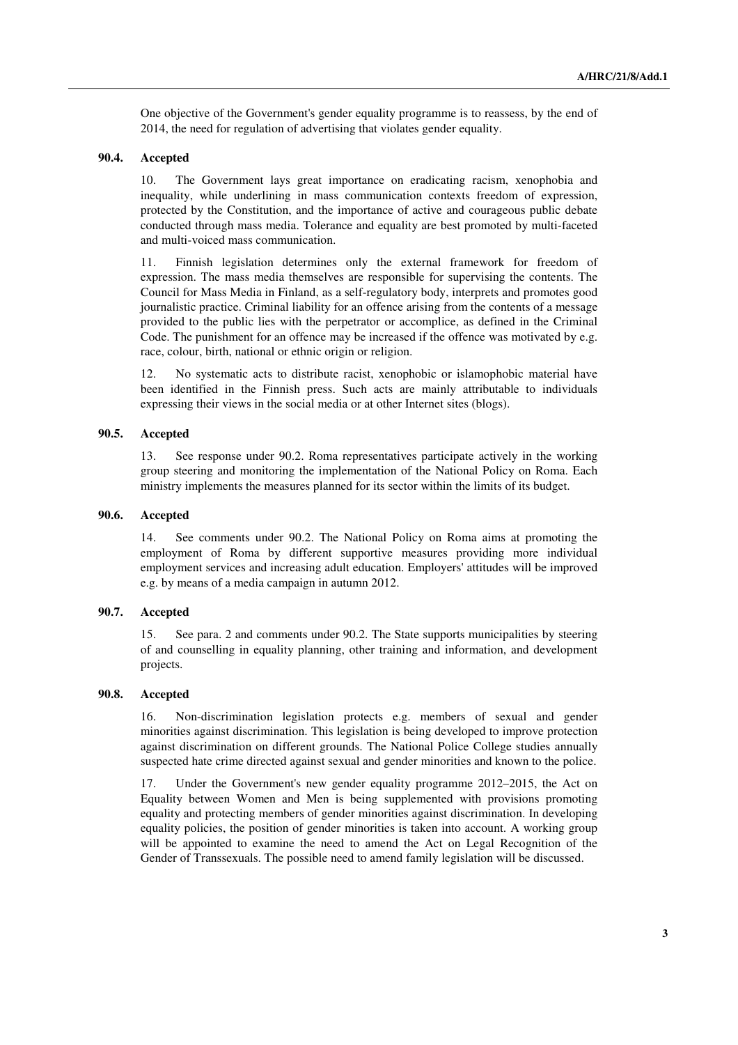One objective of the Government's gender equality programme is to reassess, by the end of 2014, the need for regulation of advertising that violates gender equality.

**90.4. Accepted**

10. The Government lays great importance on eradicating racism, xenophobia and inequality, while underlining in mass communication contexts freedom of expression, protected by the Constitution, and the importance of active and courageous public debate conducted through mass media. Tolerance and equality are best promoted by multi-faceted and multi-voiced mass communication.

11. Finnish legislation determines only the external framework for freedom of expression. The mass media themselves are responsible for supervising the contents. The Council for Mass Media in Finland, as a self-regulatory body, interprets and promotes good journalistic practice. Criminal liability for an offence arising from the contents of a message provided to the public lies with the perpetrator or accomplice, as defined in the Criminal Code. The punishment for an offence may be increased if the offence was motivated by e.g. race, colour, birth, national or ethnic origin or religion.

12. No systematic acts to distribute racist, xenophobic or islamophobic material have been identified in the Finnish press. Such acts are mainly attributable to individuals expressing their views in the social media or at other Internet sites (blogs).

**90.5. Accepted**

13. See response under 90.2. Roma representatives participate actively in the working group steering and monitoring the implementation of the National Policy on Roma. Each ministry implements the measures planned for its sector within the limits of its budget.

**90.6. Accepted**

14. See comments under 90.2. The National Policy on Roma aims at promoting the employment of Roma by different supportive measures providing more individual employment services and increasing adult education. Employers' attitudes will be improved e.g. by means of a media campaign in autumn 2012.

**90.7. Accepted**

15. See para. 2 and comments under 90.2. The State supports municipalities by steering of and counselling in equality planning, other training and information, and development projects.

**90.8. Accepted**

16. Non-discrimination legislation protects e.g. members of sexual and gender minorities against discrimination. This legislation is being developed to improve protection against discrimination on different grounds. The National Police College studies annually suspected hate crime directed against sexual and gender minorities and known to the police.

17. Under the Government's new gender equality programme 2012–2015, the Act on Equality between Women and Men is being supplemented with provisions promoting equality and protecting members of gender minorities against discrimination. In developing equality policies, the position of gender minorities is taken into account. A working group will be appointed to examine the need to amend the Act on Legal Recognition of the Gender of Transsexuals. The possible need to amend family legislation will be discussed.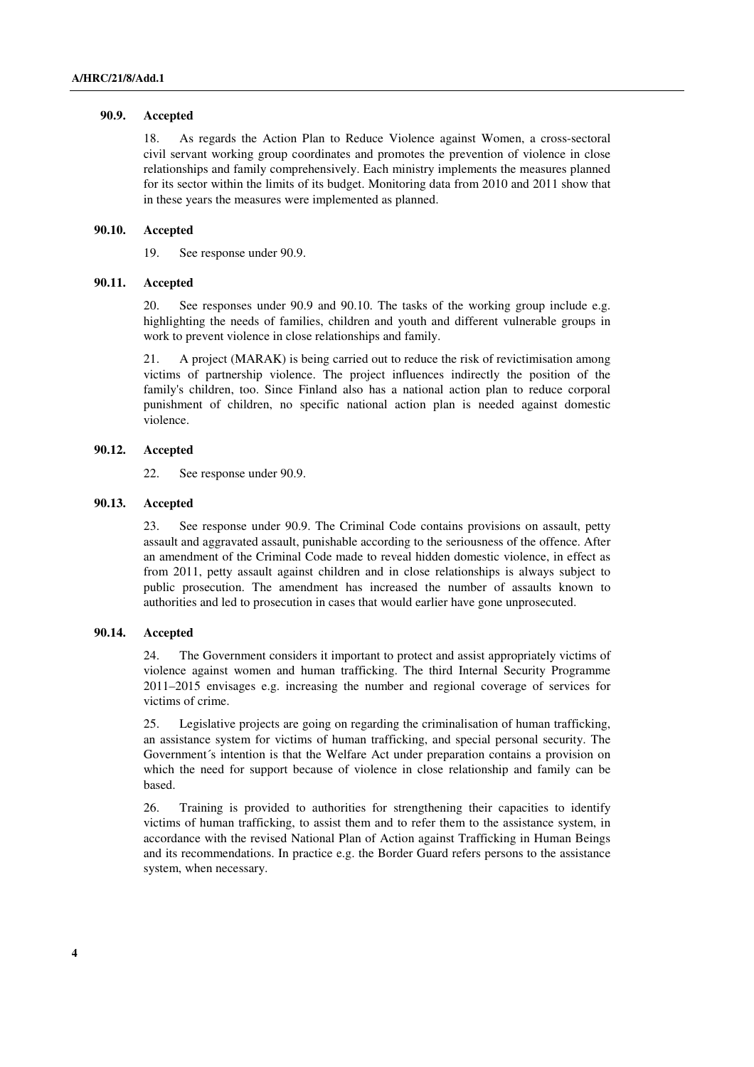**90.9. Accepted**

18. As regards the Action Plan to Reduce Violence against Women, a cross-sectoral civil servant working group coordinates and promotes the prevention of violence in close relationships and family comprehensively. Each ministry implements the measures planned for its sector within the limits of its budget. Monitoring data from 2010 and 2011 show that in these years the measures were implemented as planned.

**90.10. Accepted**

19. See response under 90.9.

**90.11. Accepted**

20. See responses under 90.9 and 90.10. The tasks of the working group include e.g. highlighting the needs of families, children and youth and different vulnerable groups in work to prevent violence in close relationships and family.

21. A project (MARAK) is being carried out to reduce the risk of revictimisation among victims of partnership violence. The project influences indirectly the position of the family's children, too. Since Finland also has a national action plan to reduce corporal punishment of children, no specific national action plan is needed against domestic violence.

**90.12. Accepted**

22. See response under 90.9.

**90.13. Accepted**

23. See response under 90.9. The Criminal Code contains provisions on assault, petty assault and aggravated assault, punishable according to the seriousness of the offence. After an amendment of the Criminal Code made to reveal hidden domestic violence, in effect as from 2011, petty assault against children and in close relationships is always subject to public prosecution. The amendment has increased the number of assaults known to authorities and led to prosecution in cases that would earlier have gone unprosecuted.

**90.14. Accepted**

24. The Government considers it important to protect and assist appropriately victims of violence against women and human trafficking. The third Internal Security Programme 2011–2015 envisages e.g. increasing the number and regional coverage of services for victims of crime.

25. Legislative projects are going on regarding the criminalisation of human trafficking, an assistance system for victims of human trafficking, and special personal security. The Government´s intention is that the Welfare Act under preparation contains a provision on which the need for support because of violence in close relationship and family can be based.

26. Training is provided to authorities for strengthening their capacities to identify victims of human trafficking, to assist them and to refer them to the assistance system, in accordance with the revised National Plan of Action against Trafficking in Human Beings and its recommendations. In practice e.g. the Border Guard refers persons to the assistance system, when necessary.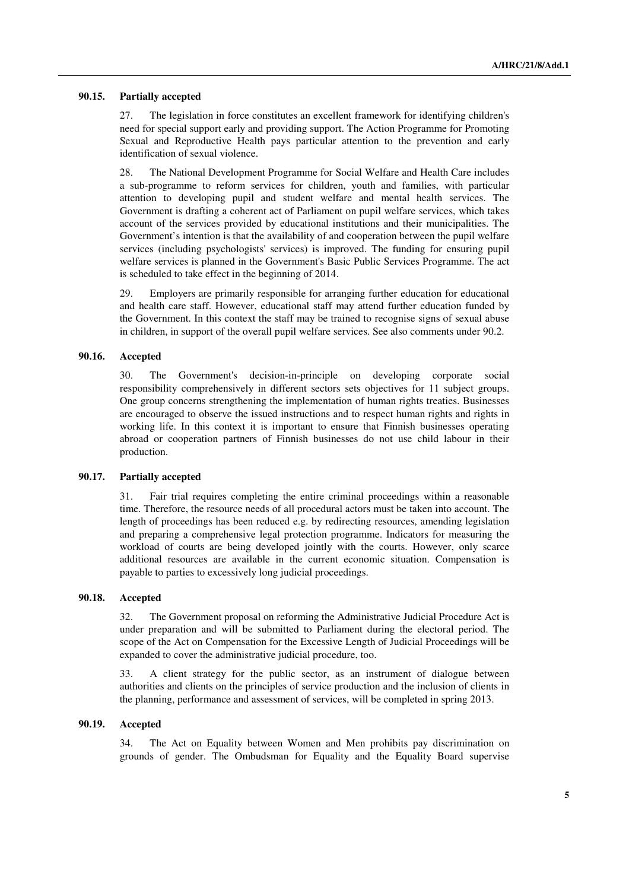**90.15. Partially accepted**

27. The legislation in force constitutes an excellent framework for identifying children's need for special support early and providing support. The Action Programme for Promoting Sexual and Reproductive Health pays particular attention to the prevention and early identification of sexual violence.

28. The National Development Programme for Social Welfare and Health Care includes a sub-programme to reform services for children, youth and families, with particular attention to developing pupil and student welfare and mental health services. The Government is drafting a coherent act of Parliament on pupil welfare services, which takes account of the services provided by educational institutions and their municipalities. The Government's intention is that the availability of and cooperation between the pupil welfare services (including psychologists' services) is improved. The funding for ensuring pupil welfare services is planned in the Government's Basic Public Services Programme. The act is scheduled to take effect in the beginning of 2014.

29. Employers are primarily responsible for arranging further education for educational and health care staff. However, educational staff may attend further education funded by the Government. In this context the staff may be trained to recognise signs of sexual abuse in children, in support of the overall pupil welfare services. See also comments under 90.2.

**90.16. Accepted**

30. The Government's decision-in-principle on developing corporate social responsibility comprehensively in different sectors sets objectives for 11 subject groups. One group concerns strengthening the implementation of human rights treaties. Businesses are encouraged to observe the issued instructions and to respect human rights and rights in working life. In this context it is important to ensure that Finnish businesses operating abroad or cooperation partners of Finnish businesses do not use child labour in their production.

**90.17. Partially accepted**

31. Fair trial requires completing the entire criminal proceedings within a reasonable time. Therefore, the resource needs of all procedural actors must be taken into account. The length of proceedings has been reduced e.g. by redirecting resources, amending legislation and preparing a comprehensive legal protection programme. Indicators for measuring the workload of courts are being developed jointly with the courts. However, only scarce additional resources are available in the current economic situation. Compensation is payable to parties to excessively long judicial proceedings.

**90.18. Accepted**

32. The Government proposal on reforming the Administrative Judicial Procedure Act is under preparation and will be submitted to Parliament during the electoral period. The scope of the Act on Compensation for the Excessive Length of Judicial Proceedings will be expanded to cover the administrative judicial procedure, too.

33. A client strategy for the public sector, as an instrument of dialogue between authorities and clients on the principles of service production and the inclusion of clients in the planning, performance and assessment of services, will be completed in spring 2013.

**90.19. Accepted**

34. The Act on Equality between Women and Men prohibits pay discrimination on grounds of gender. The Ombudsman for Equality and the Equality Board supervise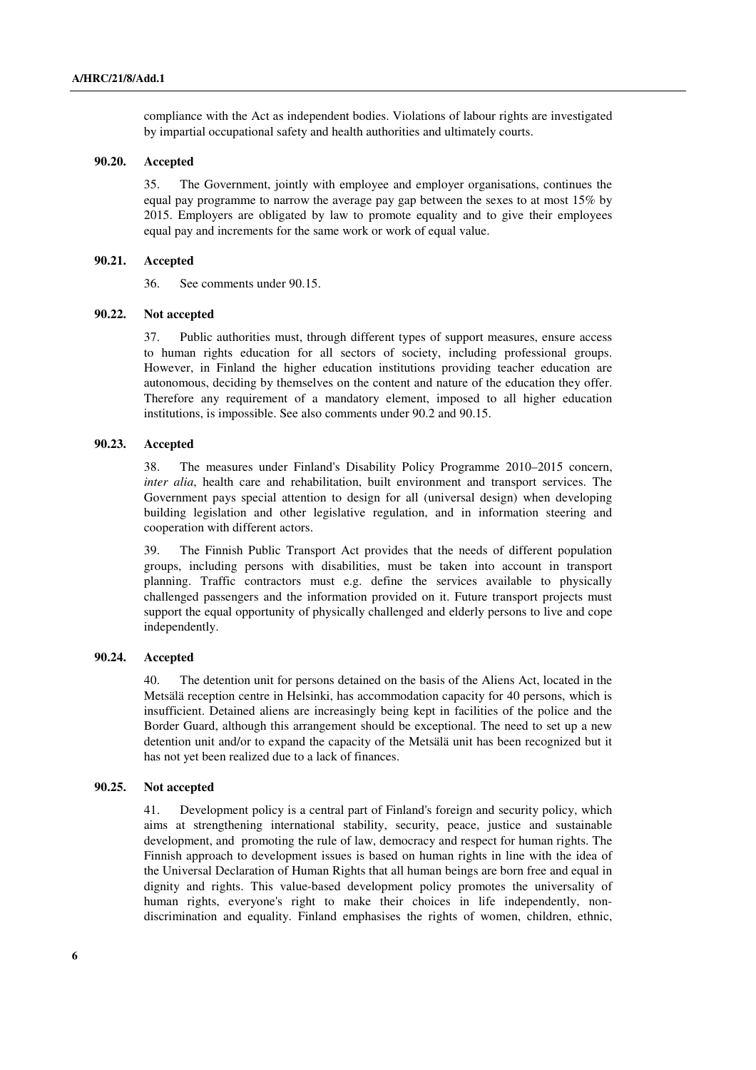compliance with the Act as independent bodies. Violations of labour rights are investigated by impartial occupational safety and health authorities and ultimately courts.

**90.20. Accepted**

35. The Government, jointly with employee and employer organisations, continues the equal pay programme to narrow the average pay gap between the sexes to at most 15% by 2015. Employers are obligated by law to promote equality and to give their employees equal pay and increments for the same work or work of equal value.

**90.21. Accepted**

36. See comments under 90.15.

**90.22. Not accepted**

37. Public authorities must, through different types of support measures, ensure access to human rights education for all sectors of society, including professional groups. However, in Finland the higher education institutions providing teacher education are autonomous, deciding by themselves on the content and nature of the education they offer. Therefore any requirement of a mandatory element, imposed to all higher education institutions, is impossible. See also comments under 90.2 and 90.15.

**90.23. Accepted**

38. The measures under Finland's Disability Policy Programme 2010–2015 concern, *inter alia*, health care and rehabilitation, built environment and transport services. The Government pays special attention to design for all (universal design) when developing building legislation and other legislative regulation, and in information steering and cooperation with different actors.

39. The Finnish Public Transport Act provides that the needs of different population groups, including persons with disabilities, must be taken into account in transport planning. Traffic contractors must e.g. define the services available to physically challenged passengers and the information provided on it. Future transport projects must support the equal opportunity of physically challenged and elderly persons to live and cope independently.

**90.24. Accepted**

40. The detention unit for persons detained on the basis of the Aliens Act, located in the Metsälä reception centre in Helsinki, has accommodation capacity for 40 persons, which is insufficient. Detained aliens are increasingly being kept in facilities of the police and the Border Guard, although this arrangement should be exceptional. The need to set up a new detention unit and/or to expand the capacity of the Metsälä unit has been recognized but it has not yet been realized due to a lack of finances.

**90.25. Not accepted**

41. Development policy is a central part of Finland's foreign and security policy, which aims at strengthening international stability, security, peace, justice and sustainable development, and promoting the rule of law, democracy and respect for human rights. The Finnish approach to development issues is based on human rights in line with the idea of the Universal Declaration of Human Rights that all human beings are born free and equal in dignity and rights. This value-based development policy promotes the universality of human rights, everyone's right to make their choices in life independently, non-discrimination and equality. Finland emphasises the rights of women, children, ethnic,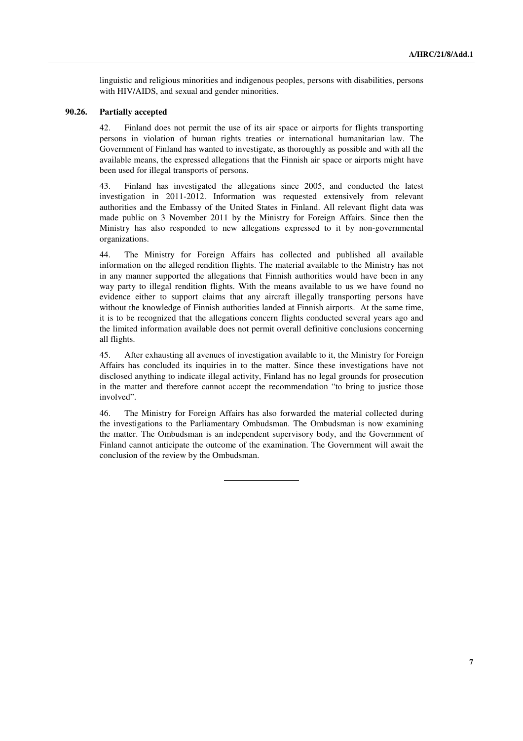linguistic and religious minorities and indigenous peoples, persons with disabilities, persons with HIV/AIDS, and sexual and gender minorities.

**90.26. Partially accepted**

42. Finland does not permit the use of its air space or airports for flights transporting persons in violation of human rights treaties or international humanitarian law. The Government of Finland has wanted to investigate, as thoroughly as possible and with all the available means, the expressed allegations that the Finnish air space or airports might have been used for illegal transports of persons.

43. Finland has investigated the allegations since 2005, and conducted the latest investigation in 2011-2012. Information was requested extensively from relevant authorities and the Embassy of the United States in Finland. All relevant flight data was made public on 3 November 2011 by the Ministry for Foreign Affairs. Since then the Ministry has also responded to new allegations expressed to it by non-governmental organizations.

44. The Ministry for Foreign Affairs has collected and published all available information on the alleged rendition flights. The material available to the Ministry has not in any manner supported the allegations that Finnish authorities would have been in any way party to illegal rendition flights. With the means available to us we have found no evidence either to support claims that any aircraft illegally transporting persons have without the knowledge of Finnish authorities landed at Finnish airports. At the same time, it is to be recognized that the allegations concern flights conducted several years ago and the limited information available does not permit overall definitive conclusions concerning all flights.

45. After exhausting all avenues of investigation available to it, the Ministry for Foreign Affairs has concluded its inquiries in to the matter. Since these investigations have not disclosed anything to indicate illegal activity, Finland has no legal grounds for prosecution in the matter and therefore cannot accept the recommendation "to bring to justice those involved".

46. The Ministry for Foreign Affairs has also forwarded the material collected during the investigations to the Parliamentary Ombudsman. The Ombudsman is now examining the matter. The Ombudsman is an independent supervisory body, and the Government of Finland cannot anticipate the outcome of the examination. The Government will await the conclusion of the review by the Ombudsman.